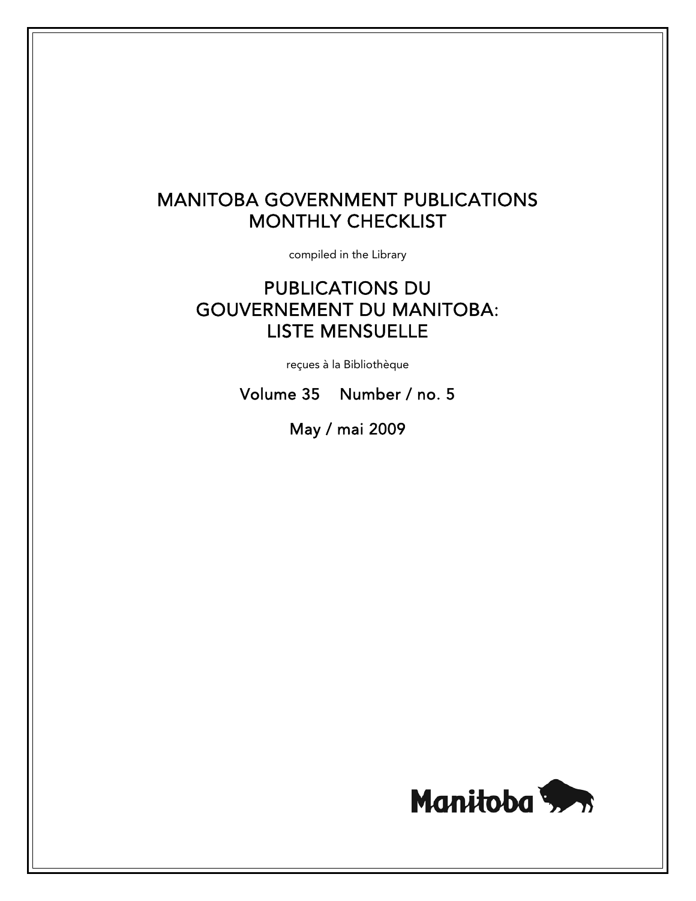# MANITOBA GOVERNMENT PUBLICATIONS MONTHLY CHECKLIST

compiled in the Library

# PUBLICATIONS DU GOUVERNEMENT DU MANITOBA: LISTE MENSUELLE

reçues à la Bibliothèque

Volume 35 Number / no. 5

May / mai 2009

Manitoba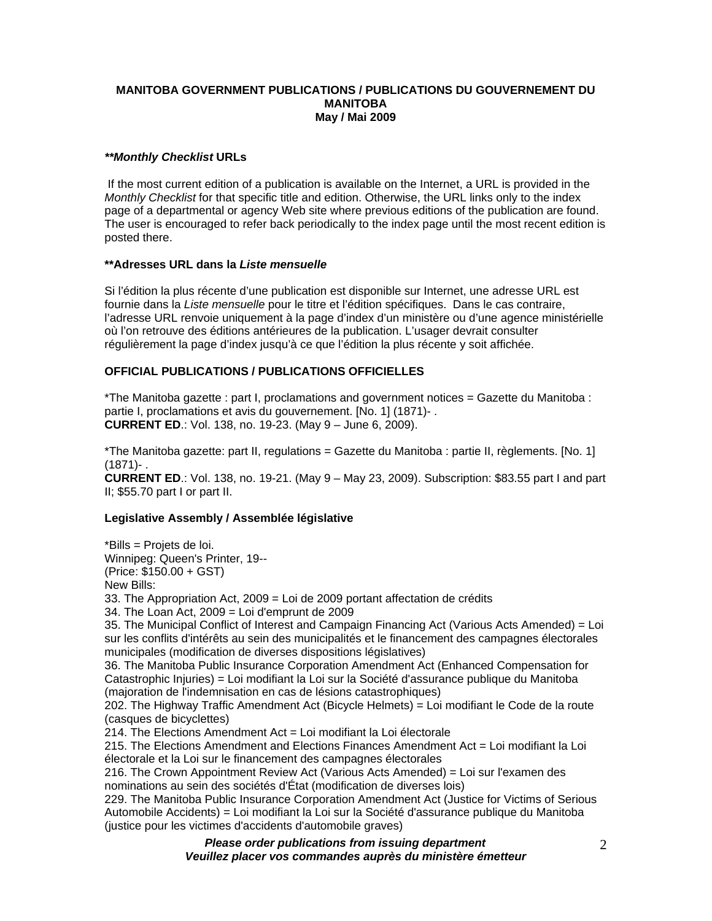**MANITOBA GOVERNMENT PUBLICATIONS / PUBLICATIONS DU GOUVERNEMENT DU MANITOBA**
**May / Mai 2009**

***\*\*Monthly Checklist* URLs**

If the most current edition of a publication is available on the Internet, a URL is provided in the *Monthly Checklist* for that specific title and edition. Otherwise, the URL links only to the index page of a departmental or agency Web site where previous editions of the publication are found. The user is encouraged to refer back periodically to the index page until the most recent edition is posted there.

**\*\*Adresses URL dans la *Liste mensuelle***

Si l'édition la plus récente d'une publication est disponible sur Internet, une adresse URL est fournie dans la *Liste mensuelle* pour le titre et l'édition spécifiques. Dans le cas contraire, l'adresse URL renvoie uniquement à la page d'index d'un ministère ou d'une agence ministérielle où l'on retrouve des éditions antérieures de la publication. L'usager devrait consulter régulièrement la page d'index jusqu'à ce que l'édition la plus récente y soit affichée.

**OFFICIAL PUBLICATIONS / PUBLICATIONS OFFICIELLES**

*The Manitoba gazette : part I, proclamations and government notices = Gazette du Manitoba : partie I, proclamations et avis du gouvernement. [No. 1] (1871)- .
**CURRENT ED**.: Vol. 138, no. 19-23. (May 9 – June 6, 2009).

*The Manitoba gazette: part II, regulations = Gazette du Manitoba : partie II, règlements. [No. 1] (1871)- .
**CURRENT ED**.: Vol. 138, no. 19-21. (May 9 – May 23, 2009). Subscription: $83.55 part I and part II; $55.70 part I or part II.

**Legislative Assembly / Assemblée législative**

*Bills = Projets de loi.
Winnipeg: Queen's Printer, 19--
(Price: $150.00 + GST)
New Bills:
33. The Appropriation Act, 2009 = Loi de 2009 portant affectation de crédits
34. The Loan Act, 2009 = Loi d'emprunt de 2009
35. The Municipal Conflict of Interest and Campaign Financing Act (Various Acts Amended) = Loi sur les conflits d'intérêts au sein des municipalités et le financement des campagnes électorales municipales (modification de diverses dispositions législatives)
36. The Manitoba Public Insurance Corporation Amendment Act (Enhanced Compensation for Catastrophic Injuries) = Loi modifiant la Loi sur la Société d'assurance publique du Manitoba (majoration de l'indemnisation en cas de lésions catastrophiques)
202. The Highway Traffic Amendment Act (Bicycle Helmets) = Loi modifiant le Code de la route (casques de bicyclettes)
214. The Elections Amendment Act = Loi modifiant la Loi électorale
215. The Elections Amendment and Elections Finances Amendment Act = Loi modifiant la Loi électorale et la Loi sur le financement des campagnes électorales
216. The Crown Appointment Review Act (Various Acts Amended) = Loi sur l'examen des nominations au sein des sociétés d'État (modification de diverses lois)
229. The Manitoba Public Insurance Corporation Amendment Act (Justice for Victims of Serious Automobile Accidents) = Loi modifiant la Loi sur la Société d'assurance publique du Manitoba (justice pour les victimes d'accidents d'automobile graves)

***Please order publications from issuing department***
***Veuillez placer vos commandes auprès du ministère émetteur***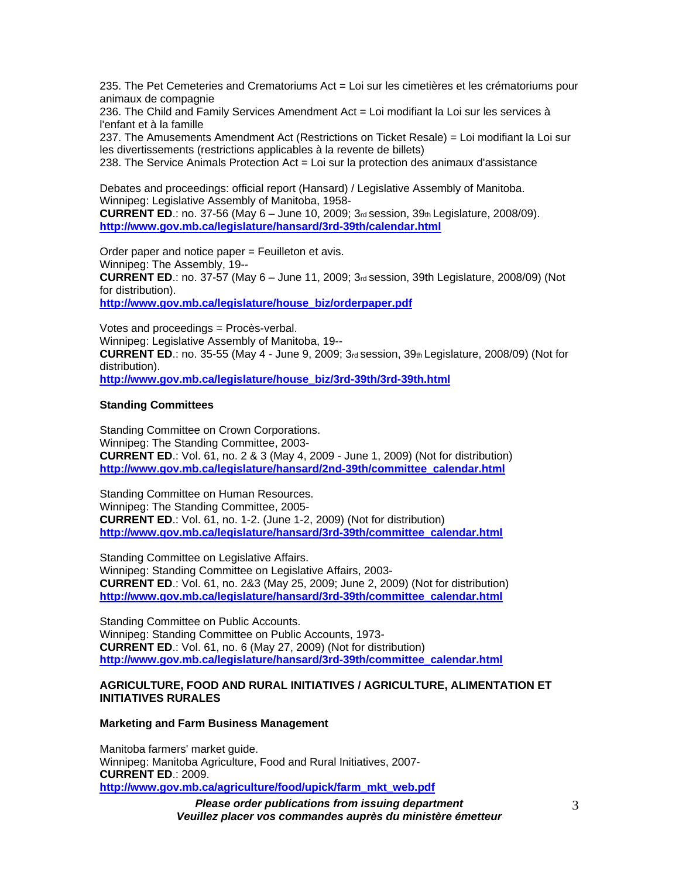235. The Pet Cemeteries and Crematoriums Act = Loi sur les cimetières et les crématoriums pour animaux de compagnie
236. The Child and Family Services Amendment Act = Loi modifiant la Loi sur les services à l'enfant et à la famille
237. The Amusements Amendment Act (Restrictions on Ticket Resale) = Loi modifiant la Loi sur les divertissements (restrictions applicables à la revente de billets)
238. The Service Animals Protection Act = Loi sur la protection des animaux d'assistance

Debates and proceedings: official report (Hansard) / Legislative Assembly of Manitoba.
Winnipeg: Legislative Assembly of Manitoba, 1958-
**CURRENT ED**.: no. 37-56 (May 6 – June 10, 2009; 3rd session, 39th Legislature, 2008/09).
**http://www.gov.mb.ca/legislature/hansard/3rd-39th/calendar.html**

Order paper and notice paper = Feuilleton et avis.
Winnipeg: The Assembly, 19--
**CURRENT ED**.: no. 37-57 (May 6 – June 11, 2009; 3rd session, 39th Legislature, 2008/09) (Not for distribution).
**http://www.gov.mb.ca/legislature/house_biz/orderpaper.pdf**

Votes and proceedings = Procès-verbal.
Winnipeg: Legislative Assembly of Manitoba, 19--
**CURRENT ED**.: no. 35-55 (May 4 - June 9, 2009; 3rd session, 39th Legislature, 2008/09) (Not for distribution).
**http://www.gov.mb.ca/legislature/house_biz/3rd-39th/3rd-39th.html**

**Standing Committees**

Standing Committee on Crown Corporations.
Winnipeg: The Standing Committee, 2003-
**CURRENT ED**.: Vol. 61, no. 2 & 3 (May 4, 2009 - June 1, 2009) (Not for distribution)
**http://www.gov.mb.ca/legislature/hansard/2nd-39th/committee_calendar.html**

Standing Committee on Human Resources.
Winnipeg: The Standing Committee, 2005-
**CURRENT ED**.: Vol. 61, no. 1-2. (June 1-2, 2009) (Not for distribution)
**http://www.gov.mb.ca/legislature/hansard/3rd-39th/committee_calendar.html**

Standing Committee on Legislative Affairs.
Winnipeg: Standing Committee on Legislative Affairs, 2003-
**CURRENT ED**.: Vol. 61, no. 2&3 (May 25, 2009; June 2, 2009) (Not for distribution)
**http://www.gov.mb.ca/legislature/hansard/3rd-39th/committee_calendar.html**

Standing Committee on Public Accounts.
Winnipeg: Standing Committee on Public Accounts, 1973-
**CURRENT ED**.: Vol. 61, no. 6 (May 27, 2009) (Not for distribution)
**http://www.gov.mb.ca/legislature/hansard/3rd-39th/committee_calendar.html**

**AGRICULTURE, FOOD AND RURAL INITIATIVES / AGRICULTURE, ALIMENTATION ET INITIATIVES RURALES**

**Marketing and Farm Business Management**

Manitoba farmers' market guide.
Winnipeg: Manitoba Agriculture, Food and Rural Initiatives, 2007-
**CURRENT ED**.: 2009.
**http://www.gov.mb.ca/agriculture/food/upick/farm_mkt_web.pdf**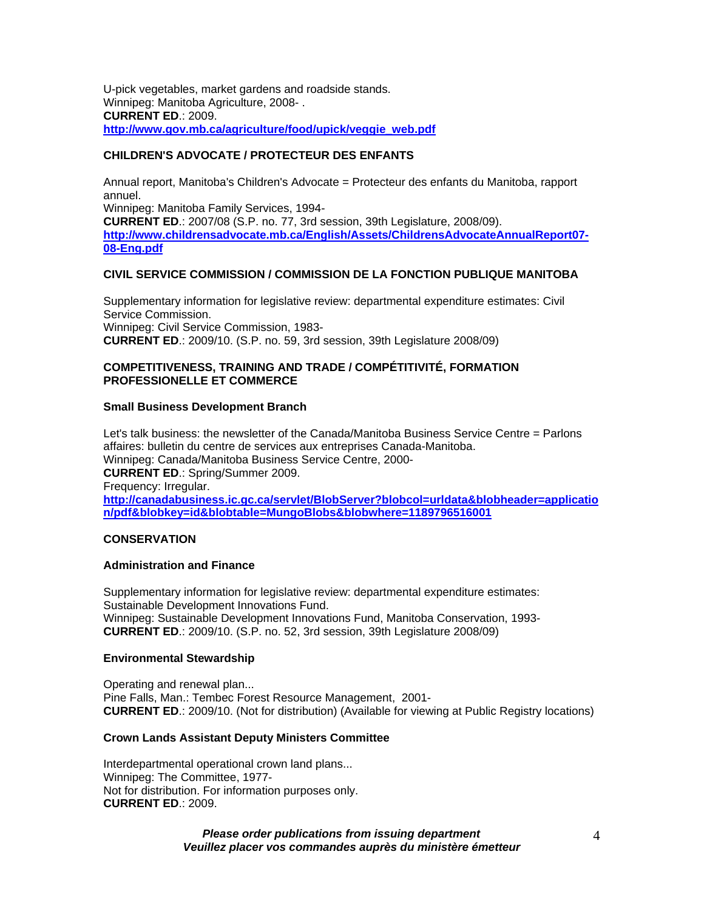U-pick vegetables, market gardens and roadside stands.
Winnipeg: Manitoba Agriculture, 2008- .
**CURRENT ED**.: 2009.
**http://www.gov.mb.ca/agriculture/food/upick/veggie_web.pdf**

### CHILDREN'S ADVOCATE / PROTECTEUR DES ENFANTS

Annual report, Manitoba's Children's Advocate = Protecteur des enfants du Manitoba, rapport annuel.
Winnipeg: Manitoba Family Services, 1994-
**CURRENT ED**.: 2007/08 (S.P. no. 77, 3rd session, 39th Legislature, 2008/09).
**http://www.childrensadvocate.mb.ca/English/Assets/ChildrensAdvocateAnnualReport07-08-Eng.pdf**

### CIVIL SERVICE COMMISSION / COMMISSION DE LA FONCTION PUBLIQUE MANITOBA

Supplementary information for legislative review: departmental expenditure estimates: Civil Service Commission.
Winnipeg: Civil Service Commission, 1983-
**CURRENT ED**.: 2009/10. (S.P. no. 59, 3rd session, 39th Legislature 2008/09)

### COMPETITIVENESS, TRAINING AND TRADE / COMPÉTITIVITÉ, FORMATION PROFESSIONELLE ET COMMERCE

#### Small Business Development Branch

Let's talk business: the newsletter of the Canada/Manitoba Business Service Centre = Parlons affaires: bulletin du centre de services aux entreprises Canada-Manitoba.
Winnipeg: Canada/Manitoba Business Service Centre, 2000-
**CURRENT ED**.: Spring/Summer 2009.
Frequency: Irregular.
**http://canadabusiness.ic.gc.ca/servlet/BlobServer?blobcol=urldata&blobheader=application/pdf&blobkey=id&blobtable=MungoBlobs&blobwhere=1189796516001**

### CONSERVATION

#### Administration and Finance

Supplementary information for legislative review: departmental expenditure estimates: Sustainable Development Innovations Fund.
Winnipeg: Sustainable Development Innovations Fund, Manitoba Conservation, 1993-
**CURRENT ED**.: 2009/10. (S.P. no. 52, 3rd session, 39th Legislature 2008/09)

#### Environmental Stewardship

Operating and renewal plan...
Pine Falls, Man.: Tembec Forest Resource Management, 2001-
**CURRENT ED**.: 2009/10. (Not for distribution) (Available for viewing at Public Registry locations)

#### Crown Lands Assistant Deputy Ministers Committee

Interdepartmental operational crown land plans...
Winnipeg: The Committee, 1977-
Not for distribution. For information purposes only.
**CURRENT ED**.: 2009.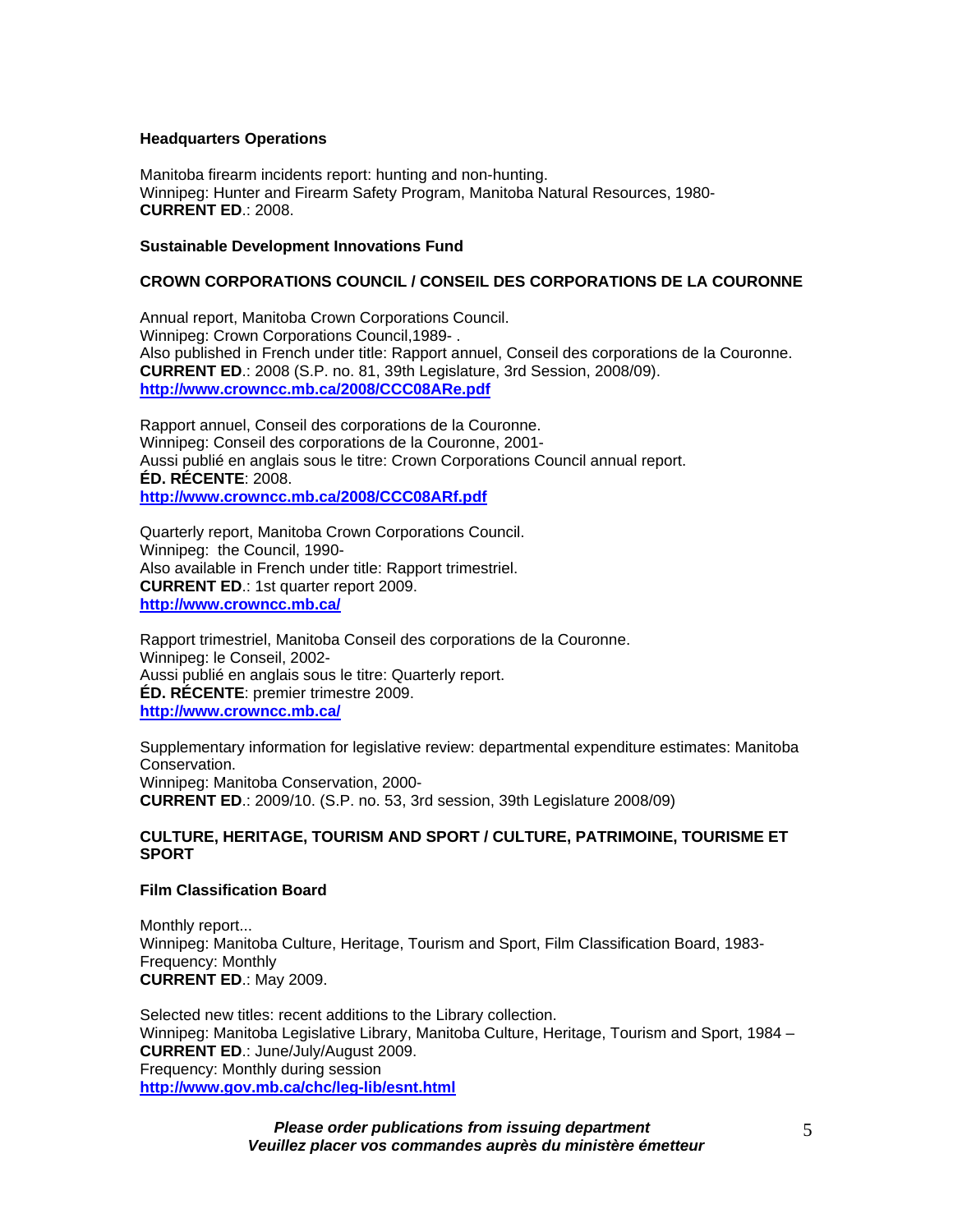**Headquarters Operations**

Manitoba firearm incidents report: hunting and non-hunting.
Winnipeg: Hunter and Firearm Safety Program, Manitoba Natural Resources, 1980-
**CURRENT ED**.: 2008.

**Sustainable Development Innovations Fund**

**CROWN CORPORATIONS COUNCIL / CONSEIL DES CORPORATIONS DE LA COURONNE**

Annual report, Manitoba Crown Corporations Council.
Winnipeg: Crown Corporations Council,1989- .
Also published in French under title: Rapport annuel, Conseil des corporations de la Couronne.
**CURRENT ED**.: 2008 (S.P. no. 81, 39th Legislature, 3rd Session, 2008/09).
**http://www.crowncc.mb.ca/2008/CCC08ARe.pdf**

Rapport annuel, Conseil des corporations de la Couronne.
Winnipeg: Conseil des corporations de la Couronne, 2001-
Aussi publié en anglais sous le titre: Crown Corporations Council annual report.
**ÉD. RÉCENTE**: 2008.
**http://www.crowncc.mb.ca/2008/CCC08ARf.pdf**

Quarterly report, Manitoba Crown Corporations Council.
Winnipeg: the Council, 1990-
Also available in French under title: Rapport trimestriel.
**CURRENT ED**.: 1st quarter report 2009.
**http://www.crowncc.mb.ca/**

Rapport trimestriel, Manitoba Conseil des corporations de la Couronne.
Winnipeg: le Conseil, 2002-
Aussi publié en anglais sous le titre: Quarterly report.
**ÉD. RÉCENTE**: premier trimestre 2009.
**http://www.crowncc.mb.ca/**

Supplementary information for legislative review: departmental expenditure estimates: Manitoba Conservation.
Winnipeg: Manitoba Conservation, 2000-
**CURRENT ED**.: 2009/10. (S.P. no. 53, 3rd session, 39th Legislature 2008/09)

**CULTURE, HERITAGE, TOURISM AND SPORT / CULTURE, PATRIMOINE, TOURISME ET SPORT**

**Film Classification Board**

Monthly report...
Winnipeg: Manitoba Culture, Heritage, Tourism and Sport, Film Classification Board, 1983-
Frequency: Monthly
**CURRENT ED**.: May 2009.

Selected new titles: recent additions to the Library collection.
Winnipeg: Manitoba Legislative Library, Manitoba Culture, Heritage, Tourism and Sport, 1984 –
**CURRENT ED**.: June/July/August 2009.
Frequency: Monthly during session
**http://www.gov.mb.ca/chc/leg-lib/esnt.html**

***Please order publications from issuing department***
***Veuillez placer vos commandes auprès du ministère émetteur***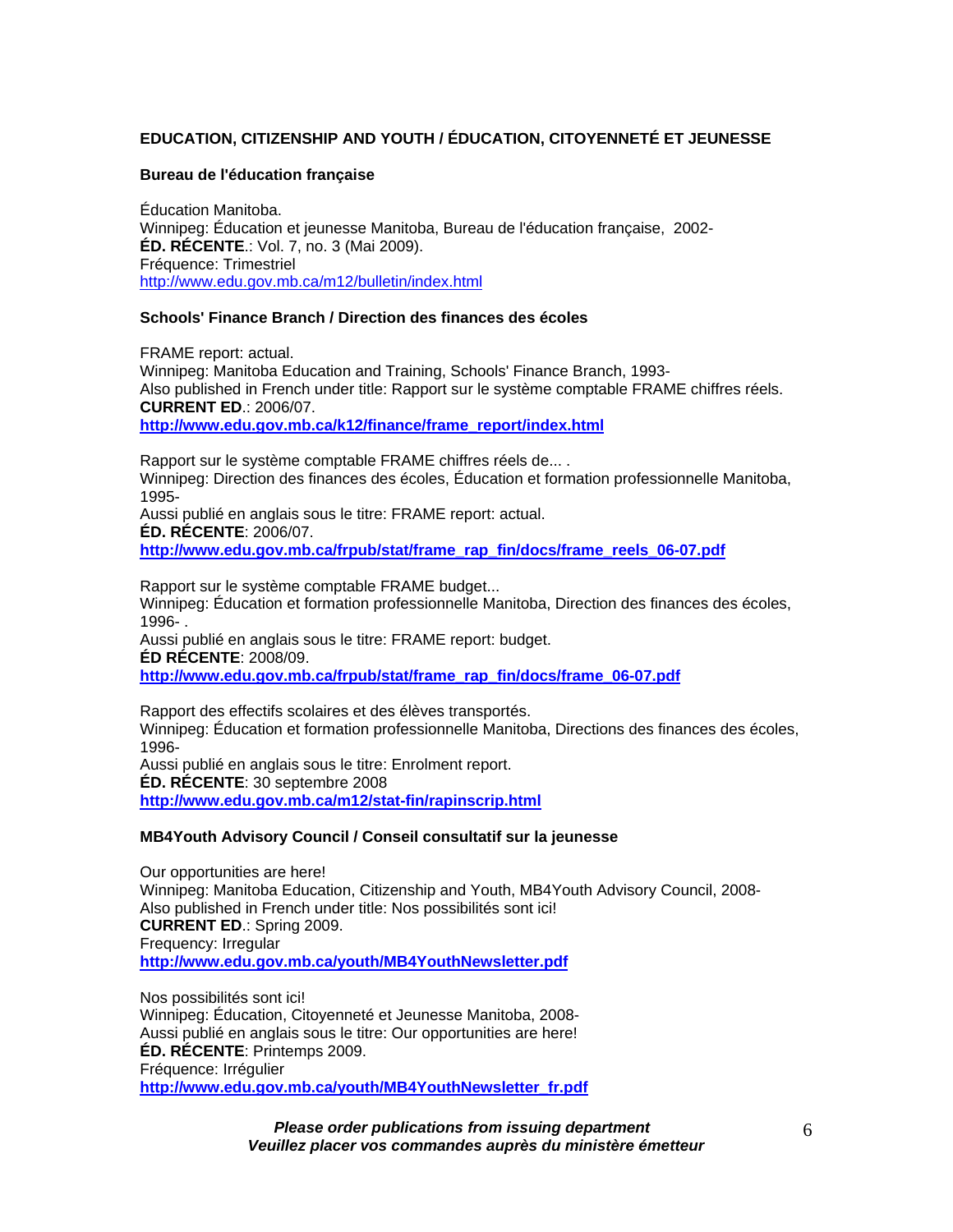## EDUCATION, CITIZENSHIP AND YOUTH / ÉDUCATION, CITOYENNETÉ ET JEUNESSE

### Bureau de l'éducation française

Éducation Manitoba.
Winnipeg: Éducation et jeunesse Manitoba, Bureau de l'éducation française, 2002-
**ÉD. RÉCENTE**.: Vol. 7, no. 3 (Mai 2009).
Fréquence: Trimestriel
http://www.edu.gov.mb.ca/m12/bulletin/index.html

### Schools' Finance Branch / Direction des finances des écoles

FRAME report: actual.
Winnipeg: Manitoba Education and Training, Schools' Finance Branch, 1993-
Also published in French under title: Rapport sur le système comptable FRAME chiffres réels.
**CURRENT ED**.: 2006/07.
**http://www.edu.gov.mb.ca/k12/finance/frame_report/index.html**

Rapport sur le système comptable FRAME chiffres réels de... .
Winnipeg: Direction des finances des écoles, Éducation et formation professionnelle Manitoba, 1995-
Aussi publié en anglais sous le titre: FRAME report: actual.
**ÉD. RÉCENTE**: 2006/07.
**http://www.edu.gov.mb.ca/frpub/stat/frame_rap_fin/docs/frame_reels_06-07.pdf**

Rapport sur le système comptable FRAME budget...
Winnipeg: Éducation et formation professionnelle Manitoba, Direction des finances des écoles, 1996- .
Aussi publié en anglais sous le titre: FRAME report: budget.
**ÉD RÉCENTE**: 2008/09.
**http://www.edu.gov.mb.ca/frpub/stat/frame_rap_fin/docs/frame_06-07.pdf**

Rapport des effectifs scolaires et des élèves transportés.
Winnipeg: Éducation et formation professionnelle Manitoba, Directions des finances des écoles, 1996-
Aussi publié en anglais sous le titre: Enrolment report.
**ÉD. RÉCENTE**: 30 septembre 2008
**http://www.edu.gov.mb.ca/m12/stat-fin/rapinscrip.html**

### MB4Youth Advisory Council / Conseil consultatif sur la jeunesse

Our opportunities are here!
Winnipeg: Manitoba Education, Citizenship and Youth, MB4Youth Advisory Council, 2008-
Also published in French under title: Nos possibilités sont ici!
**CURRENT ED**.: Spring 2009.
Frequency: Irregular
**http://www.edu.gov.mb.ca/youth/MB4YouthNewsletter.pdf**

Nos possibilités sont ici!
Winnipeg: Éducation, Citoyenneté et Jeunesse Manitoba, 2008-
Aussi publié en anglais sous le titre: Our opportunities are here!
**ÉD. RÉCENTE**: Printemps 2009.
Fréquence: Irrégulier
**http://www.edu.gov.mb.ca/youth/MB4YouthNewsletter_fr.pdf**

***Please order publications from issuing department***
***Veuillez placer vos commandes auprès du ministère émetteur***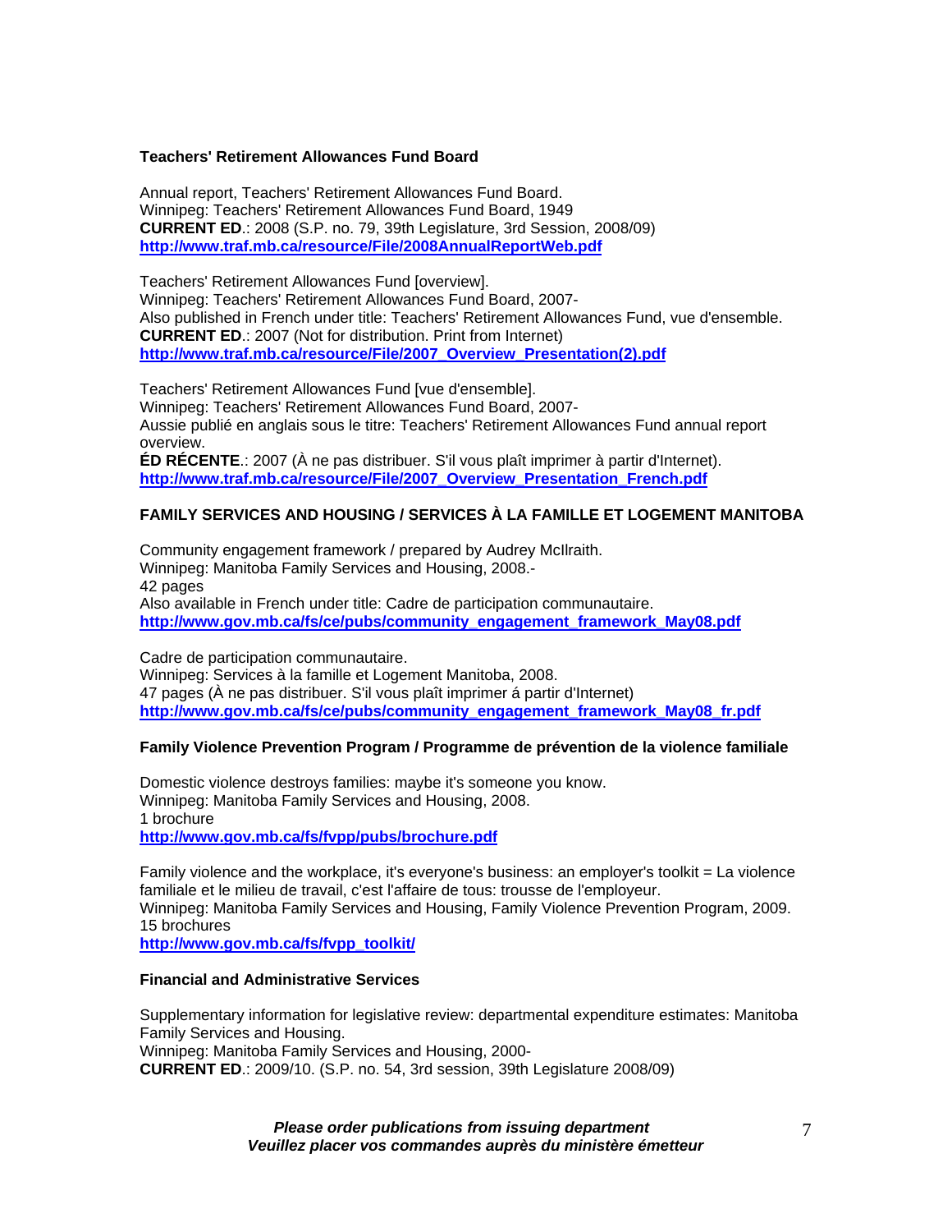**Teachers' Retirement Allowances Fund Board**

Annual report, Teachers' Retirement Allowances Fund Board.
Winnipeg: Teachers' Retirement Allowances Fund Board, 1949
**CURRENT ED**.: 2008 (S.P. no. 79, 39th Legislature, 3rd Session, 2008/09)
**http://www.traf.mb.ca/resource/File/2008AnnualReportWeb.pdf**

Teachers' Retirement Allowances Fund [overview].
Winnipeg: Teachers' Retirement Allowances Fund Board, 2007-
Also published in French under title: Teachers' Retirement Allowances Fund, vue d'ensemble.
**CURRENT ED**.: 2007 (Not for distribution. Print from Internet)
**http://www.traf.mb.ca/resource/File/2007_Overview_Presentation(2).pdf**

Teachers' Retirement Allowances Fund [vue d'ensemble].
Winnipeg: Teachers' Retirement Allowances Fund Board, 2007-
Aussie publié en anglais sous le titre: Teachers' Retirement Allowances Fund annual report overview.
**ÉD RÉCENTE**.: 2007 (À ne pas distribuer. S'il vous plaît imprimer à partir d'Internet).
**http://www.traf.mb.ca/resource/File/2007_Overview_Presentation_French.pdf**

**FAMILY SERVICES AND HOUSING / SERVICES À LA FAMILLE ET LOGEMENT MANITOBA**

Community engagement framework / prepared by Audrey McIlraith.
Winnipeg: Manitoba Family Services and Housing, 2008.-
42 pages
Also available in French under title: Cadre de participation communautaire.
**http://www.gov.mb.ca/fs/ce/pubs/community_engagement_framework_May08.pdf**

Cadre de participation communautaire.
Winnipeg: Services à la famille et Logement Manitoba, 2008.
47 pages (À ne pas distribuer. S'il vous plaît imprimer à partir d'Internet)
**http://www.gov.mb.ca/fs/ce/pubs/community_engagement_framework_May08_fr.pdf**

**Family Violence Prevention Program / Programme de prévention de la violence familiale**

Domestic violence destroys families: maybe it's someone you know.
Winnipeg: Manitoba Family Services and Housing, 2008.
1 brochure
**http://www.gov.mb.ca/fs/fvpp/pubs/brochure.pdf**

Family violence and the workplace, it's everyone's business: an employer's toolkit = La violence familiale et le milieu de travail, c'est l'affaire de tous: trousse de l'employeur.
Winnipeg: Manitoba Family Services and Housing, Family Violence Prevention Program, 2009.
15 brochures
**http://www.gov.mb.ca/fs/fvpp_toolkit/**

**Financial and Administrative Services**

Supplementary information for legislative review: departmental expenditure estimates: Manitoba Family Services and Housing.
Winnipeg: Manitoba Family Services and Housing, 2000-
**CURRENT ED**.: 2009/10. (S.P. no. 54, 3rd session, 39th Legislature 2008/09)

***Please order publications from issuing department***
***Veuillez placer vos commandes auprès du ministère émetteur***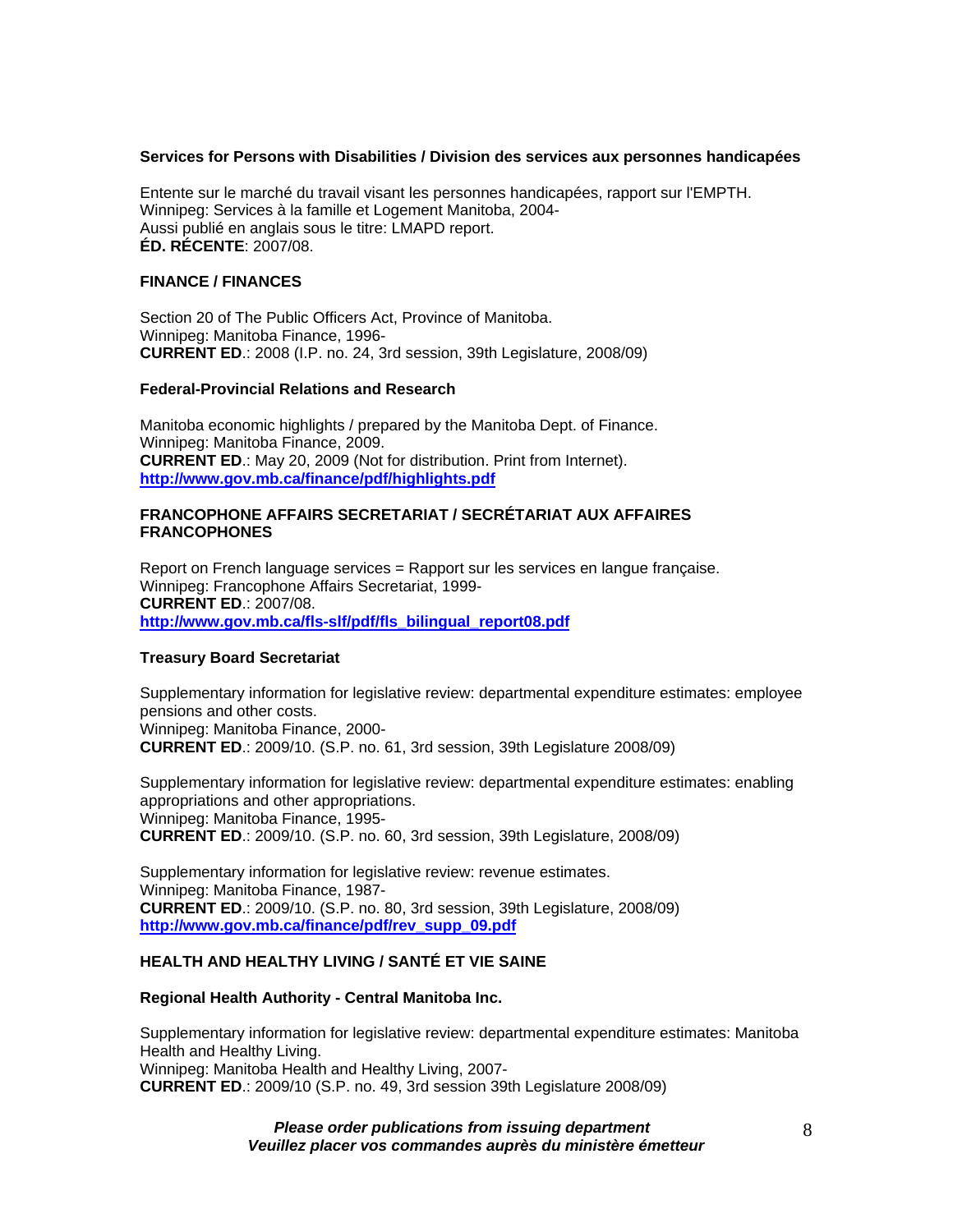**Services for Persons with Disabilities / Division des services aux personnes handicapées**

Entente sur le marché du travail visant les personnes handicapées, rapport sur l'EMPTH.
Winnipeg: Services à la famille et Logement Manitoba, 2004-
Aussi publié en anglais sous le titre: LMAPD report.
**ÉD. RÉCENTE**: 2007/08.

**FINANCE / FINANCES**

Section 20 of The Public Officers Act, Province of Manitoba.
Winnipeg: Manitoba Finance, 1996-
**CURRENT ED**.: 2008 (I.P. no. 24, 3rd session, 39th Legislature, 2008/09)

**Federal-Provincial Relations and Research**

Manitoba economic highlights / prepared by the Manitoba Dept. of Finance.
Winnipeg: Manitoba Finance, 2009.
**CURRENT ED**.: May 20, 2009 (Not for distribution. Print from Internet).
**http://www.gov.mb.ca/finance/pdf/highlights.pdf**

**FRANCOPHONE AFFAIRS SECRETARIAT / SECRÉTARIAT AUX AFFAIRES FRANCOPHONES**

Report on French language services = Rapport sur les services en langue française.
Winnipeg: Francophone Affairs Secretariat, 1999-
**CURRENT ED**.: 2007/08.
**http://www.gov.mb.ca/fls-slf/pdf/fls_bilingual_report08.pdf**

**Treasury Board Secretariat**

Supplementary information for legislative review: departmental expenditure estimates: employee pensions and other costs.
Winnipeg: Manitoba Finance, 2000-
**CURRENT ED**.: 2009/10. (S.P. no. 61, 3rd session, 39th Legislature 2008/09)

Supplementary information for legislative review: departmental expenditure estimates: enabling appropriations and other appropriations.
Winnipeg: Manitoba Finance, 1995-
**CURRENT ED**.: 2009/10. (S.P. no. 60, 3rd session, 39th Legislature, 2008/09)

Supplementary information for legislative review: revenue estimates.
Winnipeg: Manitoba Finance, 1987-
**CURRENT ED**.: 2009/10. (S.P. no. 80, 3rd session, 39th Legislature, 2008/09)
**http://www.gov.mb.ca/finance/pdf/rev_supp_09.pdf**

**HEALTH AND HEALTHY LIVING / SANTÉ ET VIE SAINE**

**Regional Health Authority - Central Manitoba Inc.**

Supplementary information for legislative review: departmental expenditure estimates: Manitoba Health and Healthy Living.
Winnipeg: Manitoba Health and Healthy Living, 2007-
**CURRENT ED**.: 2009/10 (S.P. no. 49, 3rd session 39th Legislature 2008/09)

***Please order publications from issuing department***
***Veuillez placer vos commandes auprès du ministère émetteur***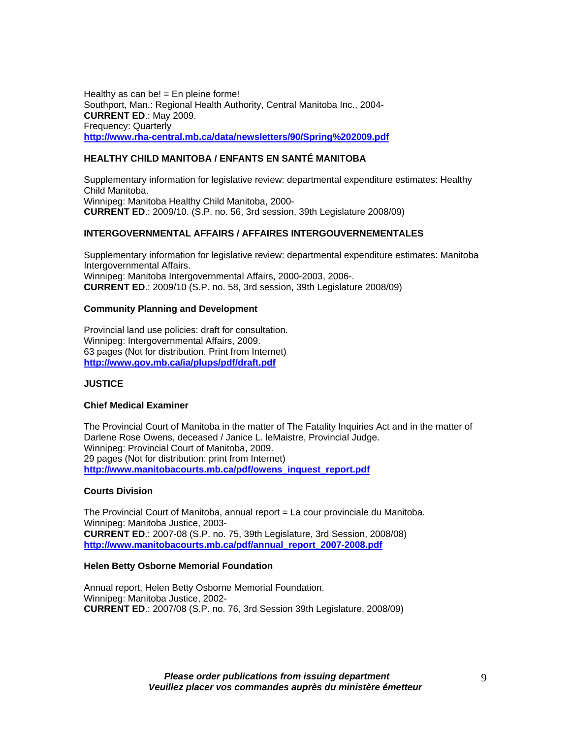Healthy as can be! = En pleine forme!
Southport, Man.: Regional Health Authority, Central Manitoba Inc., 2004-
**CURRENT ED**.: May 2009.
Frequency: Quarterly
**http://www.rha-central.mb.ca/data/newsletters/90/Spring%202009.pdf**

**HEALTHY CHILD MANITOBA / ENFANTS EN SANTÉ MANITOBA**

Supplementary information for legislative review: departmental expenditure estimates: Healthy Child Manitoba.
Winnipeg: Manitoba Healthy Child Manitoba, 2000-
**CURRENT ED**.: 2009/10. (S.P. no. 56, 3rd session, 39th Legislature 2008/09)

**INTERGOVERNMENTAL AFFAIRS / AFFAIRES INTERGOUVERNEMENTALES**

Supplementary information for legislative review: departmental expenditure estimates: Manitoba Intergovernmental Affairs.
Winnipeg: Manitoba Intergovernmental Affairs, 2000-2003, 2006-.
**CURRENT ED**.: 2009/10 (S.P. no. 58, 3rd session, 39th Legislature 2008/09)

**Community Planning and Development**

Provincial land use policies: draft for consultation.
Winnipeg: Intergovernmental Affairs, 2009.
63 pages (Not for distribution. Print from Internet)
**http://www.gov.mb.ca/ia/plups/pdf/draft.pdf**

**JUSTICE**

**Chief Medical Examiner**

The Provincial Court of Manitoba in the matter of The Fatality Inquiries Act and in the matter of Darlene Rose Owens, deceased / Janice L. leMaistre, Provincial Judge.
Winnipeg: Provincial Court of Manitoba, 2009.
29 pages (Not for distribution: print from Internet)
**http://www.manitobacourts.mb.ca/pdf/owens_inquest_report.pdf**

**Courts Division**

The Provincial Court of Manitoba, annual report = La cour provinciale du Manitoba.
Winnipeg: Manitoba Justice, 2003-
**CURRENT ED**.: 2007-08 (S.P. no. 75, 39th Legislature, 3rd Session, 2008/08)
**http://www.manitobacourts.mb.ca/pdf/annual_report_2007-2008.pdf**

**Helen Betty Osborne Memorial Foundation**

Annual report, Helen Betty Osborne Memorial Foundation.
Winnipeg: Manitoba Justice, 2002-
**CURRENT ED**.: 2007/08 (S.P. no. 76, 3rd Session 39th Legislature, 2008/09)

***Please order publications from issuing department***
***Veuillez placer vos commandes auprès du ministère émetteur***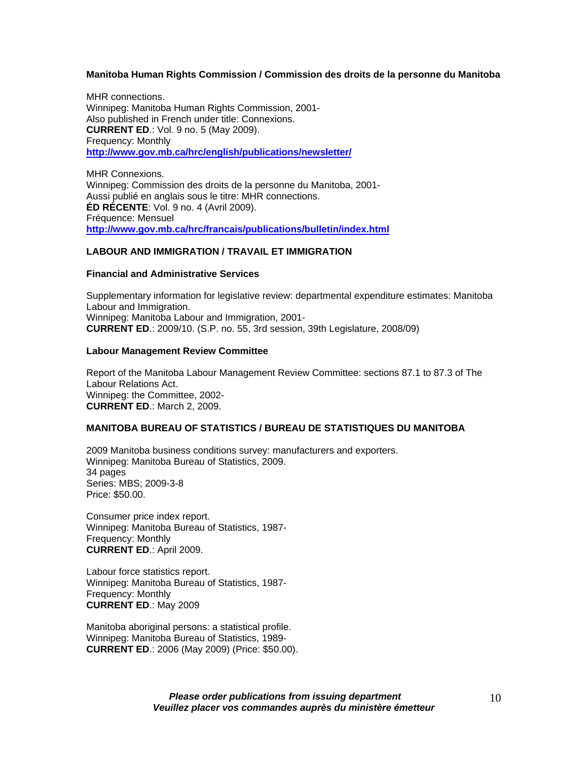**Manitoba Human Rights Commission / Commission des droits de la personne du Manitoba**

MHR connections.
Winnipeg: Manitoba Human Rights Commission, 2001-
Also published in French under title: Connexions.
**CURRENT ED**.: Vol. 9 no. 5 (May 2009).
Frequency: Monthly
**http://www.gov.mb.ca/hrc/english/publications/newsletter/**

MHR Connexions.
Winnipeg: Commission des droits de la personne du Manitoba, 2001-
Aussi publié en anglais sous le titre: MHR connections.
**ÉD RÉCENTE**: Vol. 9 no. 4 (Avril 2009).
Fréquence: Mensuel
**http://www.gov.mb.ca/hrc/francais/publications/bulletin/index.html**

## LABOUR AND IMMIGRATION / TRAVAIL ET IMMIGRATION

### Financial and Administrative Services

Supplementary information for legislative review: departmental expenditure estimates: Manitoba Labour and Immigration.
Winnipeg: Manitoba Labour and Immigration, 2001-
**CURRENT ED**.: 2009/10. (S.P. no. 55, 3rd session, 39th Legislature, 2008/09)

### Labour Management Review Committee

Report of the Manitoba Labour Management Review Committee: sections 87.1 to 87.3 of The Labour Relations Act.
Winnipeg: the Committee, 2002-
**CURRENT ED**.: March 2, 2009.

## MANITOBA BUREAU OF STATISTICS / BUREAU DE STATISTIQUES DU MANITOBA

2009 Manitoba business conditions survey: manufacturers and exporters.
Winnipeg: Manitoba Bureau of Statistics, 2009.
34 pages
Series: MBS; 2009-3-8
Price: $50.00.

Consumer price index report.
Winnipeg: Manitoba Bureau of Statistics, 1987-
Frequency: Monthly
**CURRENT ED**.: April 2009.

Labour force statistics report.
Winnipeg: Manitoba Bureau of Statistics, 1987-
Frequency: Monthly
**CURRENT ED**.: May 2009

Manitoba aboriginal persons: a statistical profile.
Winnipeg: Manitoba Bureau of Statistics, 1989-
**CURRENT ED**.: 2006 (May 2009) (Price: $50.00).

***Please order publications from issuing department***
***Veuillez placer vos commandes auprès du ministère émetteur***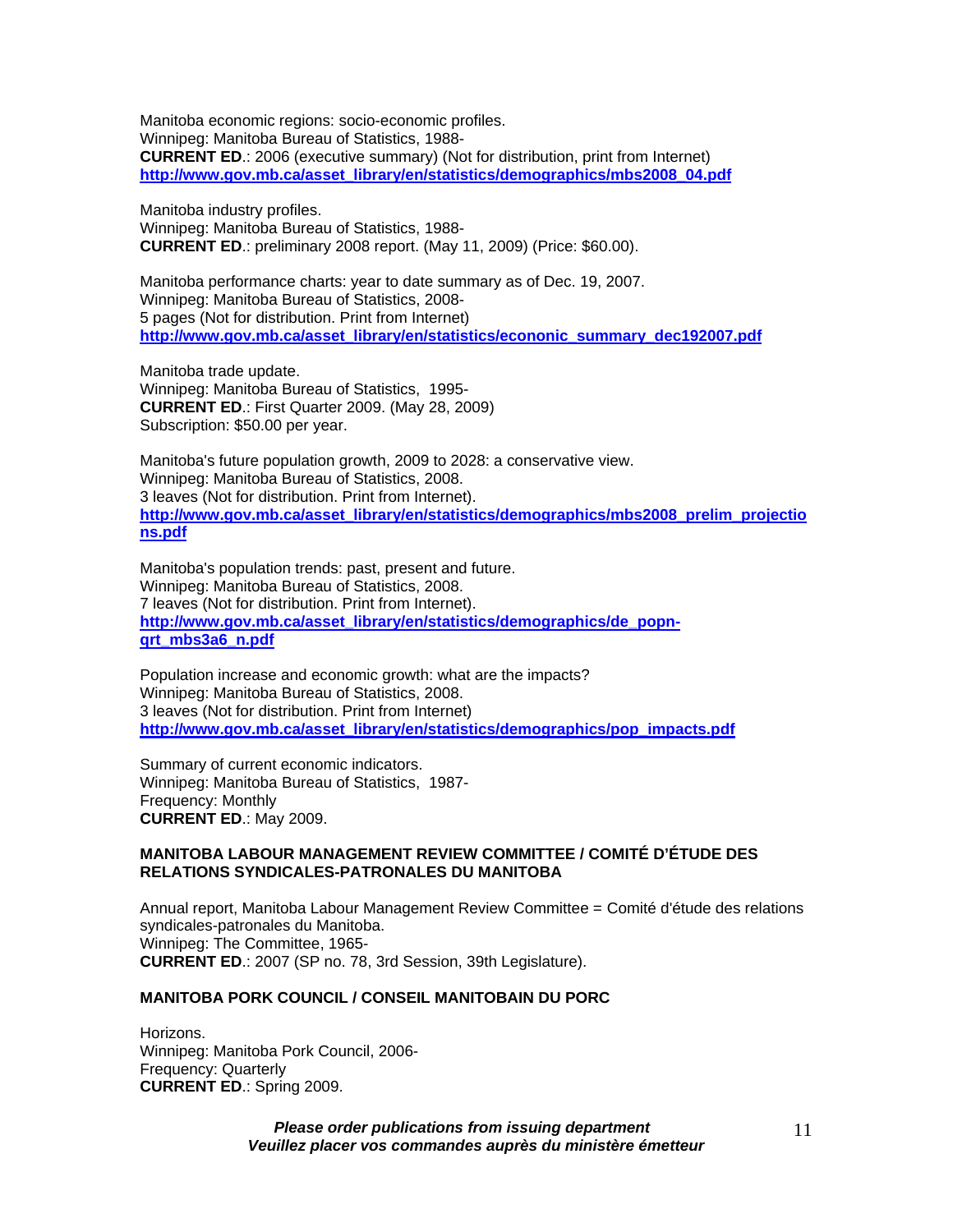Manitoba economic regions: socio-economic profiles.
Winnipeg: Manitoba Bureau of Statistics, 1988-
**CURRENT ED**.: 2006 (executive summary) (Not for distribution, print from Internet)
**http://www.gov.mb.ca/asset_library/en/statistics/demographics/mbs2008_04.pdf**

Manitoba industry profiles.
Winnipeg: Manitoba Bureau of Statistics, 1988-
**CURRENT ED**.: preliminary 2008 report. (May 11, 2009) (Price: $60.00).

Manitoba performance charts: year to date summary as of Dec. 19, 2007.
Winnipeg: Manitoba Bureau of Statistics, 2008-
5 pages (Not for distribution. Print from Internet)
**http://www.gov.mb.ca/asset_library/en/statistics/econonic_summary_dec192007.pdf**

Manitoba trade update.
Winnipeg: Manitoba Bureau of Statistics, 1995-
**CURRENT ED**.: First Quarter 2009. (May 28, 2009)
Subscription: $50.00 per year.

Manitoba's future population growth, 2009 to 2028: a conservative view.
Winnipeg: Manitoba Bureau of Statistics, 2008.
3 leaves (Not for distribution. Print from Internet).
**http://www.gov.mb.ca/asset_library/en/statistics/demographics/mbs2008_prelim_projections.pdf**

Manitoba's population trends: past, present and future.
Winnipeg: Manitoba Bureau of Statistics, 2008.
7 leaves (Not for distribution. Print from Internet).
**http://www.gov.mb.ca/asset_library/en/statistics/demographics/de_popn-qrt_mbs3a6_n.pdf**

Population increase and economic growth: what are the impacts?
Winnipeg: Manitoba Bureau of Statistics, 2008.
3 leaves (Not for distribution. Print from Internet)
**http://www.gov.mb.ca/asset_library/en/statistics/demographics/pop_impacts.pdf**

Summary of current economic indicators.
Winnipeg: Manitoba Bureau of Statistics, 1987-
Frequency: Monthly
**CURRENT ED**.: May 2009.

**MANITOBA LABOUR MANAGEMENT REVIEW COMMITTEE / COMITÉ D'ÉTUDE DES RELATIONS SYNDICALES-PATRONALES DU MANITOBA**

Annual report, Manitoba Labour Management Review Committee = Comité d'étude des relations syndicales-patronales du Manitoba.
Winnipeg: The Committee, 1965-
**CURRENT ED**.: 2007 (SP no. 78, 3rd Session, 39th Legislature).

**MANITOBA PORK COUNCIL / CONSEIL MANITOBAIN DU PORC**

Horizons.
Winnipeg: Manitoba Pork Council, 2006-
Frequency: Quarterly
**CURRENT ED**.: Spring 2009.

***Please order publications from issuing department***
***Veuillez placer vos commandes auprès du ministère émetteur***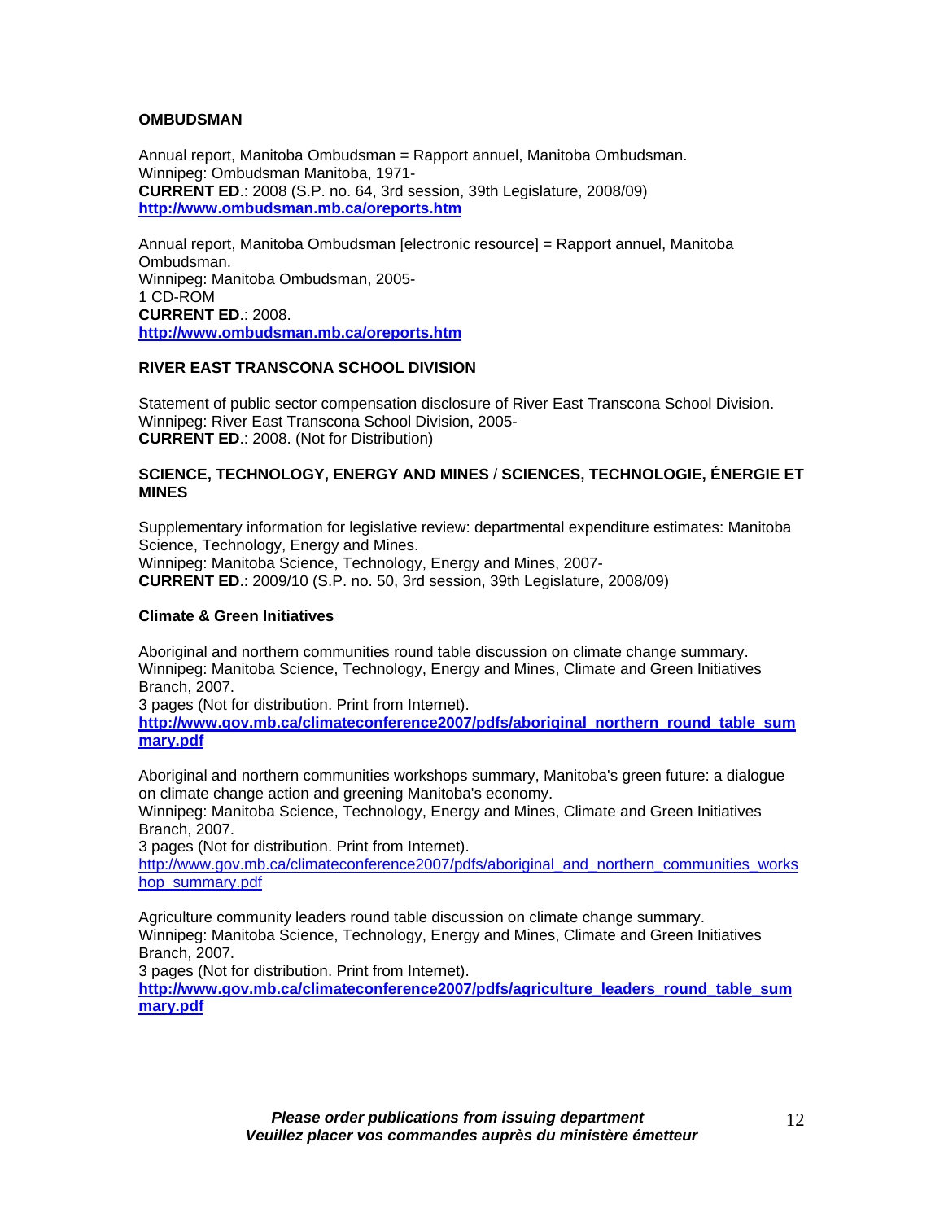**OMBUDSMAN**

Annual report, Manitoba Ombudsman = Rapport annuel, Manitoba Ombudsman.
Winnipeg: Ombudsman Manitoba, 1971-
**CURRENT ED**.: 2008 (S.P. no. 64, 3rd session, 39th Legislature, 2008/09)
**http://www.ombudsman.mb.ca/oreports.htm**

Annual report, Manitoba Ombudsman [electronic resource] = Rapport annuel, Manitoba Ombudsman.
Winnipeg: Manitoba Ombudsman, 2005-
1 CD-ROM
**CURRENT ED**.: 2008.
**http://www.ombudsman.mb.ca/oreports.htm**

**RIVER EAST TRANSCONA SCHOOL DIVISION**

Statement of public sector compensation disclosure of River East Transcona School Division.
Winnipeg: River East Transcona School Division, 2005-
**CURRENT ED**.: 2008. (Not for Distribution)

**SCIENCE, TECHNOLOGY, ENERGY AND MINES / SCIENCES, TECHNOLOGIE, ÉNERGIE ET MINES**

Supplementary information for legislative review: departmental expenditure estimates: Manitoba Science, Technology, Energy and Mines.
Winnipeg: Manitoba Science, Technology, Energy and Mines, 2007-
**CURRENT ED**.: 2009/10 (S.P. no. 50, 3rd session, 39th Legislature, 2008/09)

**Climate & Green Initiatives**

Aboriginal and northern communities round table discussion on climate change summary.
Winnipeg: Manitoba Science, Technology, Energy and Mines, Climate and Green Initiatives Branch, 2007.
3 pages (Not for distribution. Print from Internet).
**http://www.gov.mb.ca/climateconference2007/pdfs/aboriginal_northern_round_table_summary.pdf**

Aboriginal and northern communities workshops summary, Manitoba's green future: a dialogue on climate change action and greening Manitoba's economy.
Winnipeg: Manitoba Science, Technology, Energy and Mines, Climate and Green Initiatives Branch, 2007.
3 pages (Not for distribution. Print from Internet).
http://www.gov.mb.ca/climateconference2007/pdfs/aboriginal_and_northern_communities_workshop_summary.pdf

Agriculture community leaders round table discussion on climate change summary.
Winnipeg: Manitoba Science, Technology, Energy and Mines, Climate and Green Initiatives Branch, 2007.
3 pages (Not for distribution. Print from Internet).
**http://www.gov.mb.ca/climateconference2007/pdfs/agriculture_leaders_round_table_summary.pdf**

***Please order publications from issuing department***
***Veuillez placer vos commandes auprès du ministère émetteur***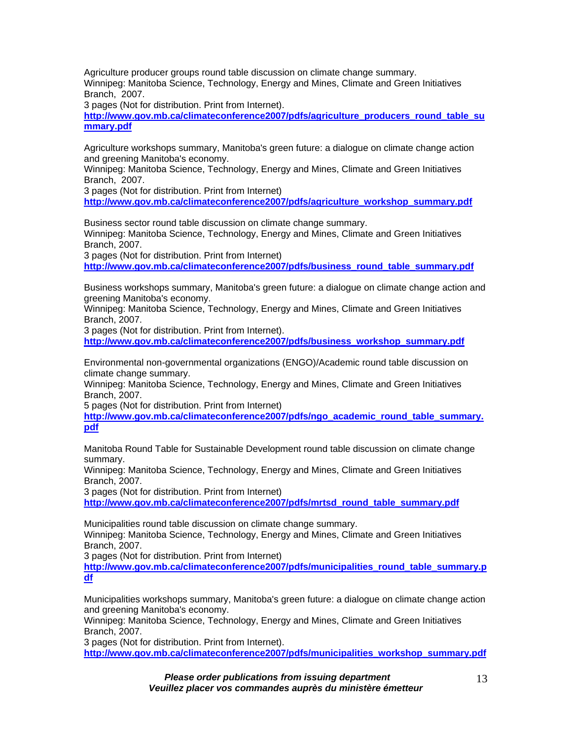Agriculture producer groups round table discussion on climate change summary.
Winnipeg: Manitoba Science, Technology, Energy and Mines, Climate and Green Initiatives Branch, 2007.
3 pages (Not for distribution. Print from Internet).
**http://www.gov.mb.ca/climateconference2007/pdfs/agriculture_producers_round_table_summary.pdf**

Agriculture workshops summary, Manitoba's green future: a dialogue on climate change action and greening Manitoba's economy.
Winnipeg: Manitoba Science, Technology, Energy and Mines, Climate and Green Initiatives Branch, 2007.
3 pages (Not for distribution. Print from Internet)
**http://www.gov.mb.ca/climateconference2007/pdfs/agriculture_workshop_summary.pdf**

Business sector round table discussion on climate change summary.
Winnipeg: Manitoba Science, Technology, Energy and Mines, Climate and Green Initiatives Branch, 2007.
3 pages (Not for distribution. Print from Internet)
**http://www.gov.mb.ca/climateconference2007/pdfs/business_round_table_summary.pdf**

Business workshops summary, Manitoba's green future: a dialogue on climate change action and greening Manitoba's economy.
Winnipeg: Manitoba Science, Technology, Energy and Mines, Climate and Green Initiatives Branch, 2007.
3 pages (Not for distribution. Print from Internet).
**http://www.gov.mb.ca/climateconference2007/pdfs/business_workshop_summary.pdf**

Environmental non-governmental organizations (ENGO)/Academic round table discussion on climate change summary.
Winnipeg: Manitoba Science, Technology, Energy and Mines, Climate and Green Initiatives Branch, 2007.
5 pages (Not for distribution. Print from Internet)
**http://www.gov.mb.ca/climateconference2007/pdfs/ngo_academic_round_table_summary.pdf**

Manitoba Round Table for Sustainable Development round table discussion on climate change summary.
Winnipeg: Manitoba Science, Technology, Energy and Mines, Climate and Green Initiatives Branch, 2007.
3 pages (Not for distribution. Print from Internet)
**http://www.gov.mb.ca/climateconference2007/pdfs/mrtsd_round_table_summary.pdf**

Municipalities round table discussion on climate change summary.
Winnipeg: Manitoba Science, Technology, Energy and Mines, Climate and Green Initiatives Branch, 2007.
3 pages (Not for distribution. Print from Internet)
**http://www.gov.mb.ca/climateconference2007/pdfs/municipalities_round_table_summary.pdf**

Municipalities workshops summary, Manitoba's green future: a dialogue on climate change action and greening Manitoba's economy.
Winnipeg: Manitoba Science, Technology, Energy and Mines, Climate and Green Initiatives Branch, 2007.
3 pages (Not for distribution. Print from Internet).
**http://www.gov.mb.ca/climateconference2007/pdfs/municipalities_workshop_summary.pdf**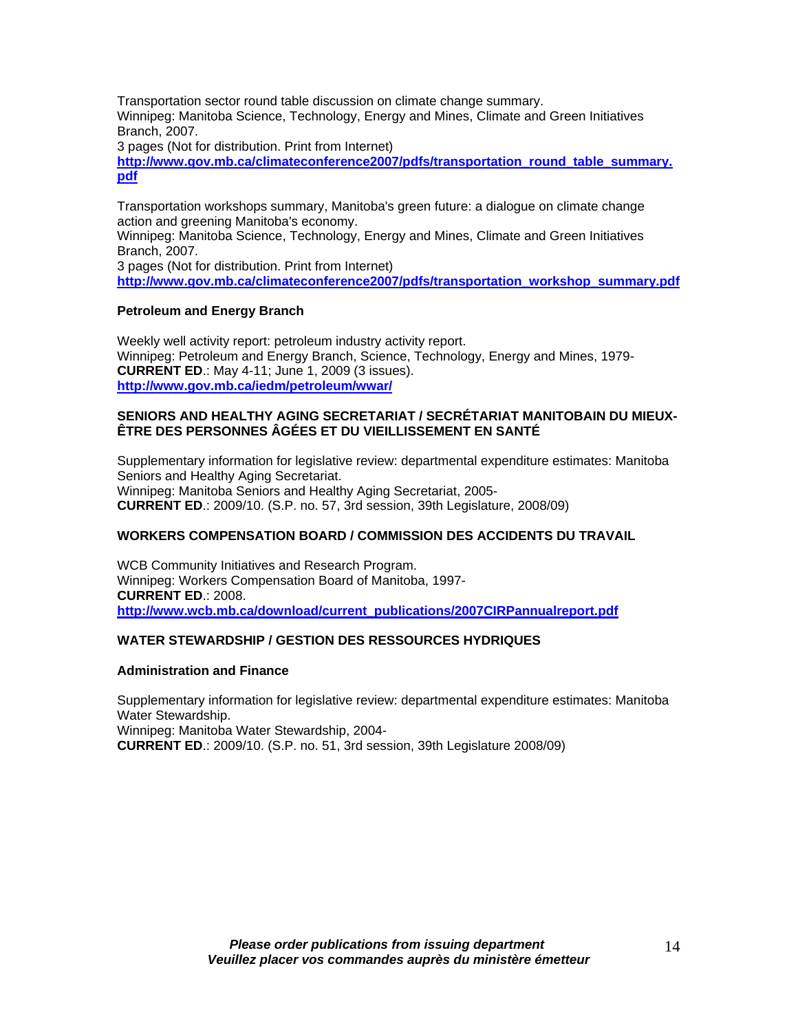Transportation sector round table discussion on climate change summary.
Winnipeg: Manitoba Science, Technology, Energy and Mines, Climate and Green Initiatives Branch, 2007.
3 pages (Not for distribution. Print from Internet)
**http://www.gov.mb.ca/climateconference2007/pdfs/transportation_round_table_summary.pdf**

Transportation workshops summary, Manitoba's green future: a dialogue on climate change action and greening Manitoba's economy.
Winnipeg: Manitoba Science, Technology, Energy and Mines, Climate and Green Initiatives Branch, 2007.
3 pages (Not for distribution. Print from Internet)
**http://www.gov.mb.ca/climateconference2007/pdfs/transportation_workshop_summary.pdf**

### Petroleum and Energy Branch

Weekly well activity report: petroleum industry activity report.
Winnipeg: Petroleum and Energy Branch, Science, Technology, Energy and Mines, 1979-
**CURRENT ED**.: May 4-11; June 1, 2009 (3 issues).
**http://www.gov.mb.ca/iedm/petroleum/wwar/**

## SENIORS AND HEALTHY AGING SECRETARIAT / SECRÉTARIAT MANITOBAIN DU MIEUX-ÊTRE DES PERSONNES ÂGÉES ET DU VIEILLISSEMENT EN SANTÉ

Supplementary information for legislative review: departmental expenditure estimates: Manitoba Seniors and Healthy Aging Secretariat.
Winnipeg: Manitoba Seniors and Healthy Aging Secretariat, 2005-
**CURRENT ED**.: 2009/10. (S.P. no. 57, 3rd session, 39th Legislature, 2008/09)

## WORKERS COMPENSATION BOARD / COMMISSION DES ACCIDENTS DU TRAVAIL

WCB Community Initiatives and Research Program.
Winnipeg: Workers Compensation Board of Manitoba, 1997-
**CURRENT ED**.: 2008.
**http://www.wcb.mb.ca/download/current_publications/2007CIRPannualreport.pdf**

## WATER STEWARDSHIP / GESTION DES RESSOURCES HYDRIQUES

### Administration and Finance

Supplementary information for legislative review: departmental expenditure estimates: Manitoba Water Stewardship.
Winnipeg: Manitoba Water Stewardship, 2004-
**CURRENT ED**.: 2009/10. (S.P. no. 51, 3rd session, 39th Legislature 2008/09)

***Please order publications from issuing department***
***Veuillez placer vos commandes auprès du ministère émetteur***